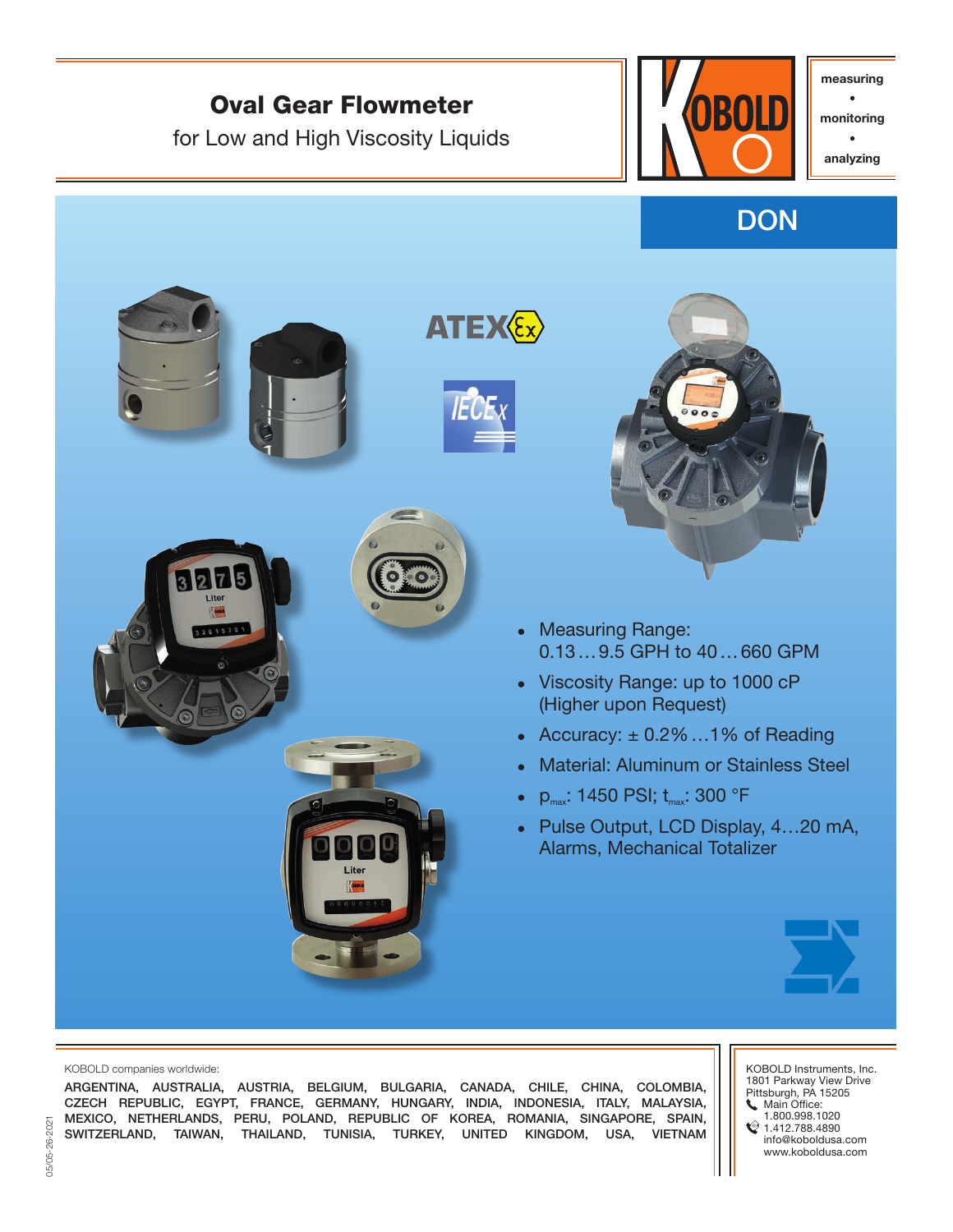# Oval Gear Flowmeter

for Low and High Viscosity Liquids

measuring • monitoring • analyzing

## DON

- Measuring Range: 0.13…9.5 GPH to 40…660 GPM
- Viscosity Range: up to 1000 cP (Higher upon Request)
- Accuracy: ± 0.2%…1% of Reading
- Material: Aluminum or Stainless Steel
- $p_{max}$: 1450 PSI; $t_{max}$: 300 °F
- Pulse Output, LCD Display, 4…20 mA, Alarms, Mechanical Totalizer

KOBOLD companies worldwide:

ARGENTINA, AUSTRALIA, AUSTRIA, BELGIUM, BULGARIA, CANADA, CHILE, CHINA, COLOMBIA, CZECH REPUBLIC, EGYPT, FRANCE, GERMANY, HUNGARY, INDIA, INDONESIA, ITALY, MALAYSIA, MEXICO, NETHERLANDS, PERU, POLAND, REPUBLIC OF KOREA, ROMANIA, SINGAPORE, SPAIN, SWITZERLAND, TAIWAN, THAILAND, TUNISIA, TURKEY, UNITED KINGDOM, USA, VIETNAM

KOBOLD Instruments, Inc.
1801 Parkway View Drive
Pittsburgh, PA 15205
Main Office:
1.800.998.1020
1.412.788.4890
info@koboldusa.com
www.koboldusa.com

05/05-26-2021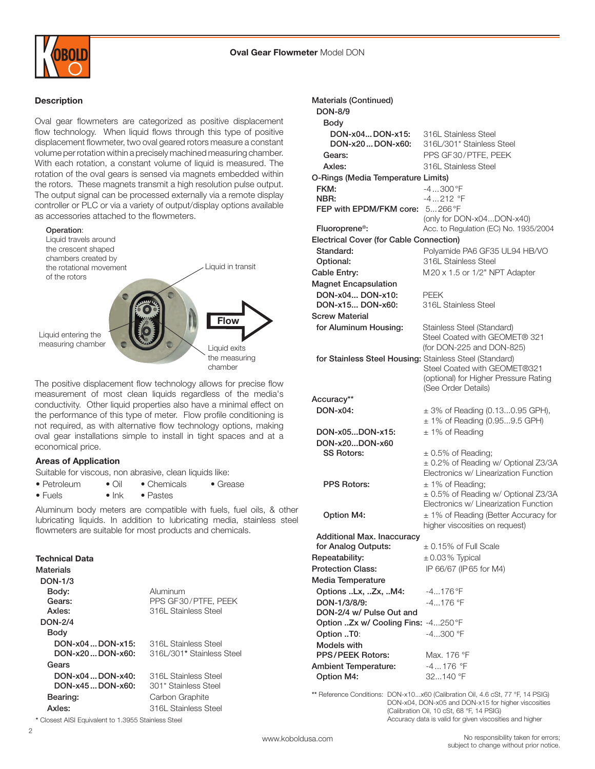## Description

Oval gear flowmeters are categorized as positive displacement flow technology. When liquid flows through this type of positive displacement flowmeter, two oval geared rotors measure a constant volume per rotation within a precisely machined measuring chamber. With each rotation, a constant volume of liquid is measured. The rotation of the oval gears is sensed via magnets embedded within the rotors. These magnets transmit a high resolution pulse output. The output signal can be processed externally via a remote display controller or PLC or via a variety of output/display options available as accessories attached to the flowmeters.

Operation: Liquid travels around the crescent shaped chambers created by the rotational movement of the rotors

Liquid in transit

Flow

Liquid entering the measuring chamber

Liquid exits the measuring chamber

The positive displacement flow technology allows for precise flow measurement of most clean liquids regardless of the media's conductivity. Other liquid properties also have a minimal effect on the performance of this type of meter. Flow profile conditioning is not required, as with alternative flow technology options, making oval gear installations simple to install in tight spaces and at a economical price.

## Areas of Application

Suitable for viscous, non abrasive, clean liquids like:

- Petroleum
- Oil
- Chemicals
- Grease
- Fuels
- Ink
- Pastes

Aluminum body meters are compatible with fuels, fuel oils, & other lubricating liquids. In addition to lubricating media, stainless steel flowmeters are suitable for most products and chemicals.

## Technical Data

**Materials**

**DON-1/3**

| | |
|---|---|
| **Body:** | Aluminum |
| **Gears:** | PPS GF30/PTFE, PEEK |
| **Axles:** | 316L Stainless Steel |

**DON-2/4**

**Body**

| | |
|---|---|
| **DON-x04 ... DON-x15:** | 316L Stainless Steel |
| **DON-x20 ... DON-x60:** | 316L/301* Stainless Steel |

**Gears**

| | |
|---|---|
| **DON-x04 ... DON-x40:** | 316L Stainless Steel |
| **DON-x45 ... DON-x60:** | 301* Stainless Steel |
| **Bearing:** | Carbon Graphite |
| **Axles:** | 316L Stainless Steel |

\* Closest AISI Equivalent to 1.3955 Stainless Steel

**Materials (Continued)**

**DON-8/9**

**Body**

| | |
|---|---|
| **DON-x04... DON-x15:** | 316L Stainless Steel |
| **DON-x20 ... DON-x60:** | 316L/301* Stainless Steel |
| **Gears:** | PPS GF30/PTFE, PEEK |
| **Axles:** | 316L Stainless Steel |

**O-Rings (Media Temperature Limits)**

| | |
|---|---|
| **FKM:** | -4 ... 300 °F |
| **NBR:** | -4 ... 212 °F |
| **FEP with EPDM/FKM core:** | 5 ... 266 °F (only for DON-x04...DON-x40) |
| **Fluoroprene®:** | Acc. to Regulation (EC) No. 1935/2004 |

**Electrical Cover (for Cable Connection)**

| | |
|---|---|
| **Standard:** | Polyamide PA6 GF35 UL94 HB/VO |
| **Optional:** | 316L Stainless Steel |
| **Cable Entry:** | M20 x 1.5 or 1/2" NPT Adapter |

**Magnet Encapsulation**

| | |
|---|---|
| **DON-x04... DON-x10:** | PEEK |
| **DON-x15... DON-x60:** | 316L Stainless Steel |

**Screw Material**

| | |
|---|---|
| **for Aluminum Housing:** | Stainless Steel (Standard)<br>Steel Coated with GEOMET® 321 (for DON-225 and DON-825) |
| **for Stainless Steel Housing:** | Stainless Steel (Standard)<br>Steel Coated with GEOMET®321 (optional) for Higher Pressure Rating (See Order Details) |

**Accuracy\*\***

| | |
|---|---|
| **DON-x04:** | ± 3% of Reading (0.13...0.95 GPH),<br>± 1% of Reading (0.95...9.5 GPH) |
| **DON-x05...DON-x15:** | ± 1% of Reading |
| **DON-x20...DON-x60** | |
| **SS Rotors:** | ± 0.5% of Reading;<br>± 0.2% of Reading w/ Optional Z3/3A Electronics w/ Linearization Function |
| **PPS Rotors:** | ± 1% of Reading;<br>± 0.5% of Reading w/ Optional Z3/3A Electronics w/ Linearization Function |
| **Option M4:** | ± 1% of Reading (Better Accuracy for higher viscosities on request) |
| **Additional Max. Inaccuracy for Analog Outputs:** | ± 0.15% of Full Scale |
| **Repeatability:** | ± 0.03% Typical |
| **Protection Class:** | IP 66/67 (IP65 for M4) |

**Media Temperature**

| | |
|---|---|
| **Options ..Lx, ..Zx, ..M4:** | -4...176 °F |
| **DON-1/3/8/9:** | -4...176 °F |
| **DON-2/4 w/ Pulse Out and Option ..Zx w/ Cooling Fins:** | -4...250 °F |
| **Option ..T0:** | -4...300 °F |
| **Models with PPS/PEEK Rotors:** | Max. 176 °F |
| **Ambient Temperature:** | -4 ... 176 °F |
| **Option M4:** | 32...140 °F |

\*\* Reference Conditions: DON-x10...x60 (Calibration Oil, 4.6 cSt, 77 °F, 14 PSIG)
DON-x04, DON-x05 and DON-x15 for higher viscosities (Calibration Oil, 10 cSt, 68 °F, 14 PSIG)
Accuracy data is valid for given viscosities and higher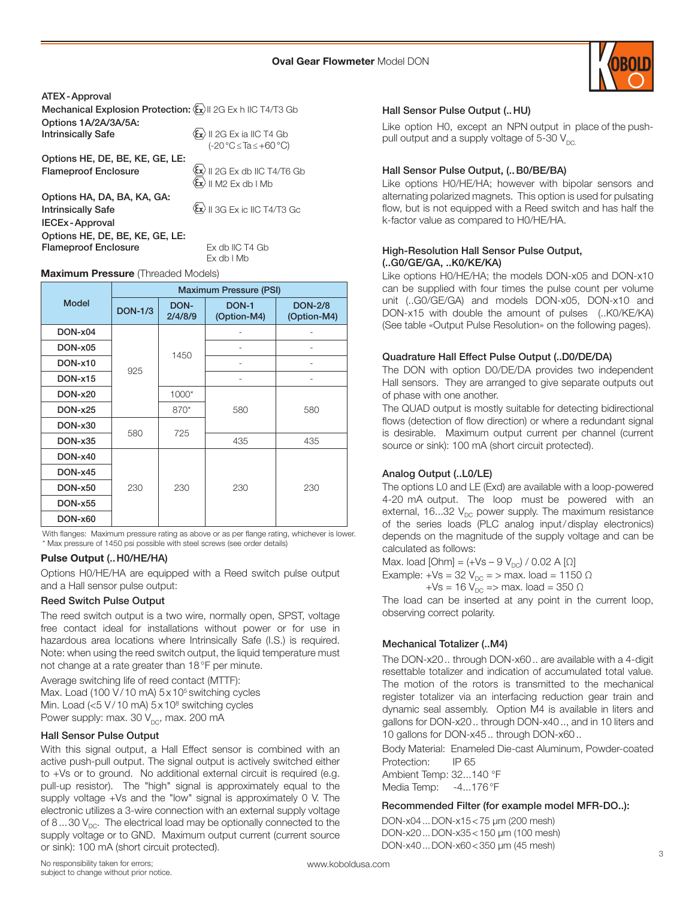**Oval Gear Flowmeter** Model DON

ATEX - Approval

Mechanical Explosion Protection: Ⓔx II 2G Ex h IIC T4/T3 Gb

Options 1A/2A/3A/5A:
Intrinsically Safe — Ⓔx II 2G Ex ia IIC T4 Gb (-20 °C ≤ Ta ≤ +60 °C)

Options HE, DE, BE, KE, GE, LE:
Flameproof Enclosure — Ⓔx II 2G Ex db IIC T4/T6 Gb; Ⓔx II M2 Ex db I Mb

Options HA, DA, BA, KA, GA:
Intrinsically Safe — Ⓔx II 3G Ex ic IIC T4/T3 Gc

IECEx - Approval

Options HE, DE, BE, KE, GE, LE:
Flameproof Enclosure — Ex db IIC T4 Gb; Ex db I Mb

**Maximum Pressure** (Threaded Models)

| Model | Maximum Pressure (PSI) | | | |
|---|---|---|---|---|
| | DON-1/3 | DON-2/4/8/9 | DON-1 (Option-M4) | DON-2/8 (Option-M4) |
| DON-x04 | 925 | 1450 | - | - |
| DON-x05 | 925 | 1450 | - | - |
| DON-x10 | 925 | 1450 | - | - |
| DON-x15 | 925 | 1450 | - | - |
| DON-x20 | 925 | 1000* | 580 | 580 |
| DON-x25 | 925 | 870* | 580 | 580 |
| DON-x30 | 580 | 725 | 580 | 580 |
| DON-x35 | 580 | 725 | 435 | 435 |
| DON-x40 | 230 | 230 | 230 | 230 |
| DON-x45 | 230 | 230 | 230 | 230 |
| DON-x50 | 230 | 230 | 230 | 230 |
| DON-x55 | 230 | 230 | 230 | 230 |
| DON-x60 | 230 | 230 | 230 | 230 |

With flanges: Maximum pressure rating as above or as per flange rating, whichever is lower.
* Max pressure of 1450 psi possible with steel screws (see order details)

### Pulse Output (.. H0/HE/HA)

Options H0/HE/HA are equipped with a Reed switch pulse output and a Hall sensor pulse output:

### Reed Switch Pulse Output

The reed switch output is a two wire, normally open, SPST, voltage free contact ideal for installations without power or for use in hazardous area locations where Intrinsically Safe (I.S.) is required. Note: when using the reed switch output, the liquid temperature must not change at a rate greater than 18 °F per minute.

Average switching life of reed contact (MTTF):
Max. Load (100 V / 10 mA) $5 \times 10^5$ switching cycles
Min. Load (<5 V / 10 mA) $5 \times 10^8$ switching cycles
Power supply: max. 30 $V_{DC}$, max. 200 mA

### Hall Sensor Pulse Output

With this signal output, a Hall Effect sensor is combined with an active push-pull output. The signal output is actively switched either to +Vs or to ground. No additional external circuit is required (e.g. pull-up resistor). The "high" signal is approximately equal to the supply voltage +Vs and the "low" signal is approximately 0 V. The electronic utilizes a 3-wire connection with an external supply voltage of 8 ... 30 $V_{DC}$. The electrical load may be optionally connected to the supply voltage or to GND. Maximum output current (current source or sink): 100 mA (short circuit protected).

### Hall Sensor Pulse Output (.. HU)

Like option H0, except an NPN output in place of the push-pull output and a supply voltage of 5-30 $V_{DC}$.

### Hall Sensor Pulse Output, (.. B0/BE/BA)

Like options H0/HE/HA; however with bipolar sensors and alternating polarized magnets. This option is used for pulsating flow, but is not equipped with a Reed switch and has half the k-factor value as compared to H0/HE/HA.

### High-Resolution Hall Sensor Pulse Output, (..G0/GE/GA, ..K0/KE/KA)

Like options H0/HE/HA; the models DON-x05 and DON-x10 can be supplied with four times the pulse count per volume unit (..G0/GE/GA) and models DON-x05, DON-x10 and DON-x15 with double the amount of pulses (..K0/KE/KA) (See table «Output Pulse Resolution» on the following pages).

### Quadrature Hall Effect Pulse Output (..D0/DE/DA)

The DON with option D0/DE/DA provides two independent Hall sensors. They are arranged to give separate outputs out of phase with one another.

The QUAD output is mostly suitable for detecting bidirectional flows (detection of flow direction) or where a redundant signal is desirable. Maximum output current per channel (current source or sink): 100 mA (short circuit protected).

### Analog Output (..L0/LE)

The options L0 and LE (Exd) are available with a loop-powered 4-20 mA output. The loop must be powered with an external, 16...32 $V_{DC}$ power supply. The maximum resistance of the series loads (PLC analog input/display electronics) depends on the magnitude of the supply voltage and can be calculated as follows:

Max. load [Ohm] = (+Vs – 9 $V_{DC}$) / 0.02 A [Ω]

Example: +Vs = 32 $V_{DC}$ = > max. load = 1150 Ω
+Vs = 16 $V_{DC}$ => max. load = 350 Ω

The load can be inserted at any point in the current loop, observing correct polarity.

### Mechanical Totalizer (..M4)

The DON-x20.. through DON-x60.. are available with a 4-digit resettable totalizer and indication of accumulated total value. The motion of the rotors is transmitted to the mechanical register totalizer via an interfacing reduction gear train and dynamic seal assembly. Option M4 is available in liters and gallons for DON-x20.. through DON-x40.., and in 10 liters and 10 gallons for DON-x45.. through DON-x60..

Body Material: Enameled Die-cast Aluminum, Powder-coated
Protection: IP 65
Ambient Temp: 32...140 °F
Media Temp: -4...176 °F

### Recommended Filter (for example model MFR-DO..):

DON-x04 ... DON-x15 < 75 µm (200 mesh)
DON-x20 ... DON-x35 < 150 µm (100 mesh)
DON-x40 ... DON-x60 < 350 µm (45 mesh)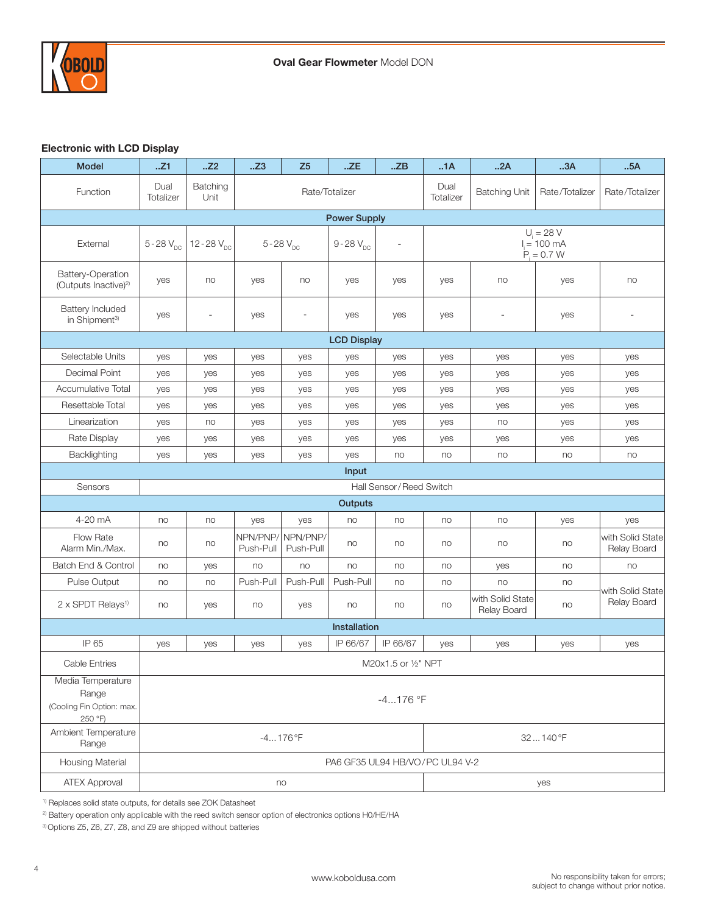## Electronic with LCD Display

| Model | ..Z1 | ..Z2 | ..Z3 | Z5 | ..ZE | ..ZB | ..1A | ..2A | ..3A | ..5A |
|---|---|---|---|---|---|---|---|---|---|---|
| Function | Dual Totalizer | Batching Unit | Rate/Totalizer | | | | Dual Totalizer | Batching Unit | Rate/Totalizer | Rate/Totalizer |
| **Power Supply** | | | | | | | | | | |
| External | 5-28 $V_{DC}$ | 12-28 $V_{DC}$ | 5-28 $V_{DC}$ | | 9-28 $V_{DC}$ | - | $U_i$ = 28 V, $I_i$ = 100 mA, $P_i$ = 0.7 W | | | |
| Battery-Operation (Outputs Inactive)[2] | yes | no | yes | no | yes | yes | yes | no | yes | no |
| Battery Included in Shipment[3] | yes | - | yes | - | yes | yes | yes | - | yes | - |
| **LCD Display** | | | | | | | | | | |
| Selectable Units | yes | yes | yes | yes | yes | yes | yes | yes | yes | yes |
| Decimal Point | yes | yes | yes | yes | yes | yes | yes | yes | yes | yes |
| Accumulative Total | yes | yes | yes | yes | yes | yes | yes | yes | yes | yes |
| Resettable Total | yes | yes | yes | yes | yes | yes | yes | yes | yes | yes |
| Linearization | yes | no | yes | yes | yes | yes | yes | no | yes | yes |
| Rate Display | yes | yes | yes | yes | yes | yes | yes | yes | yes | yes |
| Backlighting | yes | yes | yes | yes | yes | no | no | no | no | no |
| **Input** | | | | | | | | | | |
| Sensors | Hall Sensor/Reed Switch | | | | | | | | | |
| **Outputs** | | | | | | | | | | |
| 4-20 mA | no | no | yes | yes | no | no | no | no | yes | yes |
| Flow Rate Alarm Min./Max. | no | no | NPN/PNP/ Push-Pull | NPN/PNP/ Push-Pull | no | no | no | no | no | with Solid State Relay Board |
| Batch End & Control | no | yes | no | no | no | no | no | yes | no | no |
| Pulse Output | no | no | Push-Pull | Push-Pull | Push-Pull | no | no | no | no | with Solid State Relay Board |
| 2 x SPDT Relays[1] | no | yes | no | yes | no | no | no | with Solid State Relay Board | no | |
| **Installation** | | | | | | | | | | |
| IP 65 | yes | yes | yes | yes | IP 66/67 | IP 66/67 | yes | yes | yes | yes |
| Cable Entries | M20x1.5 or ½" NPT | | | | | | | | | |
| Media Temperature Range (Cooling Fin Option: max. 250 °F) | -4...176 °F | | | | | | | | | |
| Ambient Temperature Range | -4...176 °F | | | | | | 32...140 °F | | | |
| Housing Material | PA6 GF35 UL94 HB/VO/PC UL94 V-2 | | | | | | | | | |
| ATEX Approval | no | | | | | | yes | | | |

[1] Replaces solid state outputs, for details see ZOK Datasheet

[2] Battery operation only applicable with the reed switch sensor option of electronics options H0/HE/HA

[3] Options Z5, Z6, Z7, Z8, and Z9 are shipped without batteries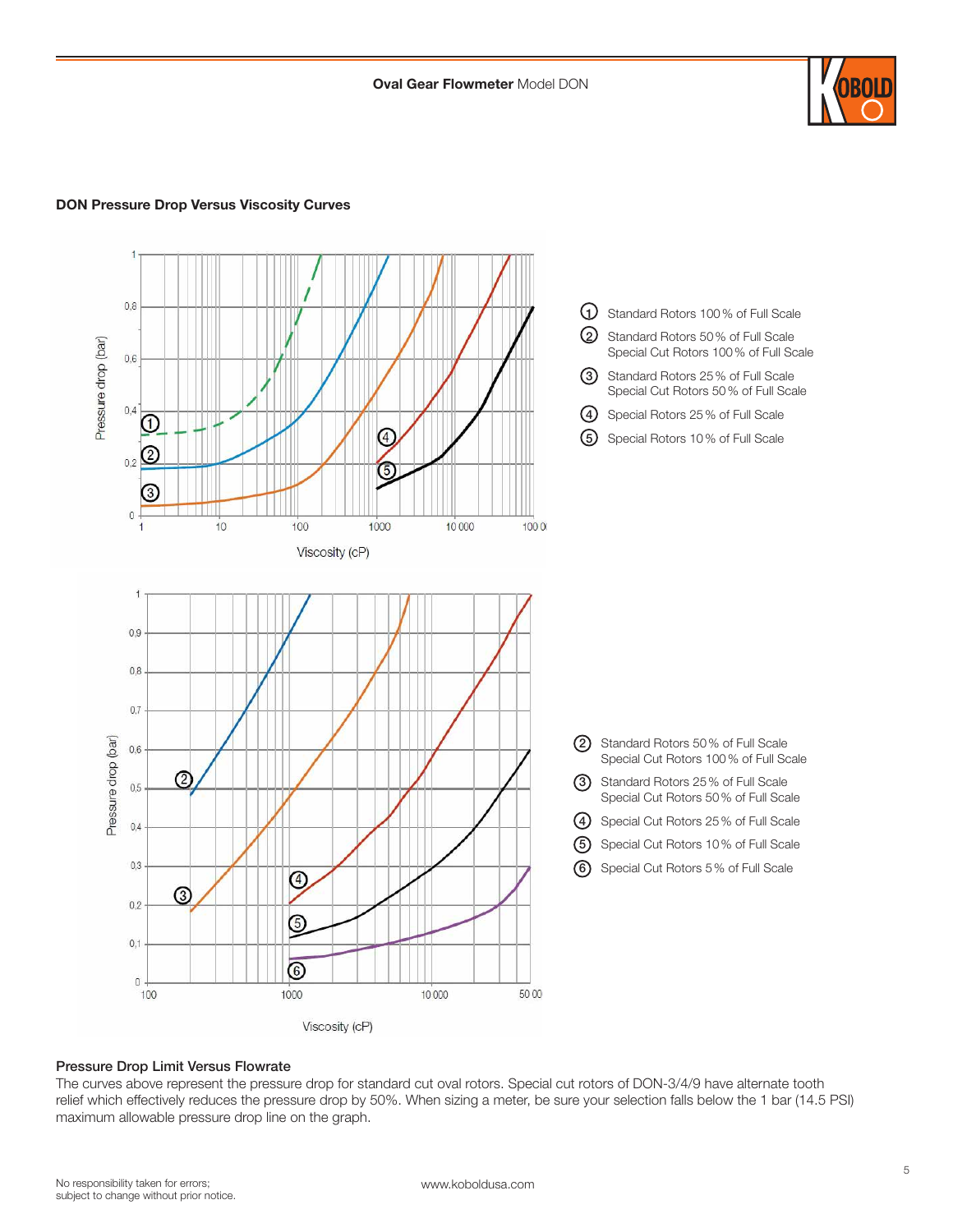## DON Pressure Drop Versus Viscosity Curves

Pressure drop (bar)

Viscosity (cP)

① Standard Rotors 100 % of Full Scale

② Standard Rotors 50 % of Full Scale
Special Cut Rotors 100 % of Full Scale

③ Standard Rotors 25 % of Full Scale
Special Cut Rotors 50 % of Full Scale

④ Special Rotors 25 % of Full Scale

⑤ Special Rotors 10 % of Full Scale

Pressure drop (bar)

Viscosity (cP)

② Standard Rotors 50 % of Full Scale
Special Cut Rotors 100 % of Full Scale

③ Standard Rotors 25 % of Full Scale
Special Cut Rotors 50 % of Full Scale

④ Special Cut Rotors 25 % of Full Scale

⑤ Special Cut Rotors 10 % of Full Scale

⑥ Special Cut Rotors 5 % of Full Scale

### Pressure Drop Limit Versus Flowrate

The curves above represent the pressure drop for standard cut oval rotors. Special cut rotors of DON-3/4/9 have alternate tooth relief which effectively reduces the pressure drop by 50%. When sizing a meter, be sure your selection falls below the 1 bar (14.5 PSI) maximum allowable pressure drop line on the graph.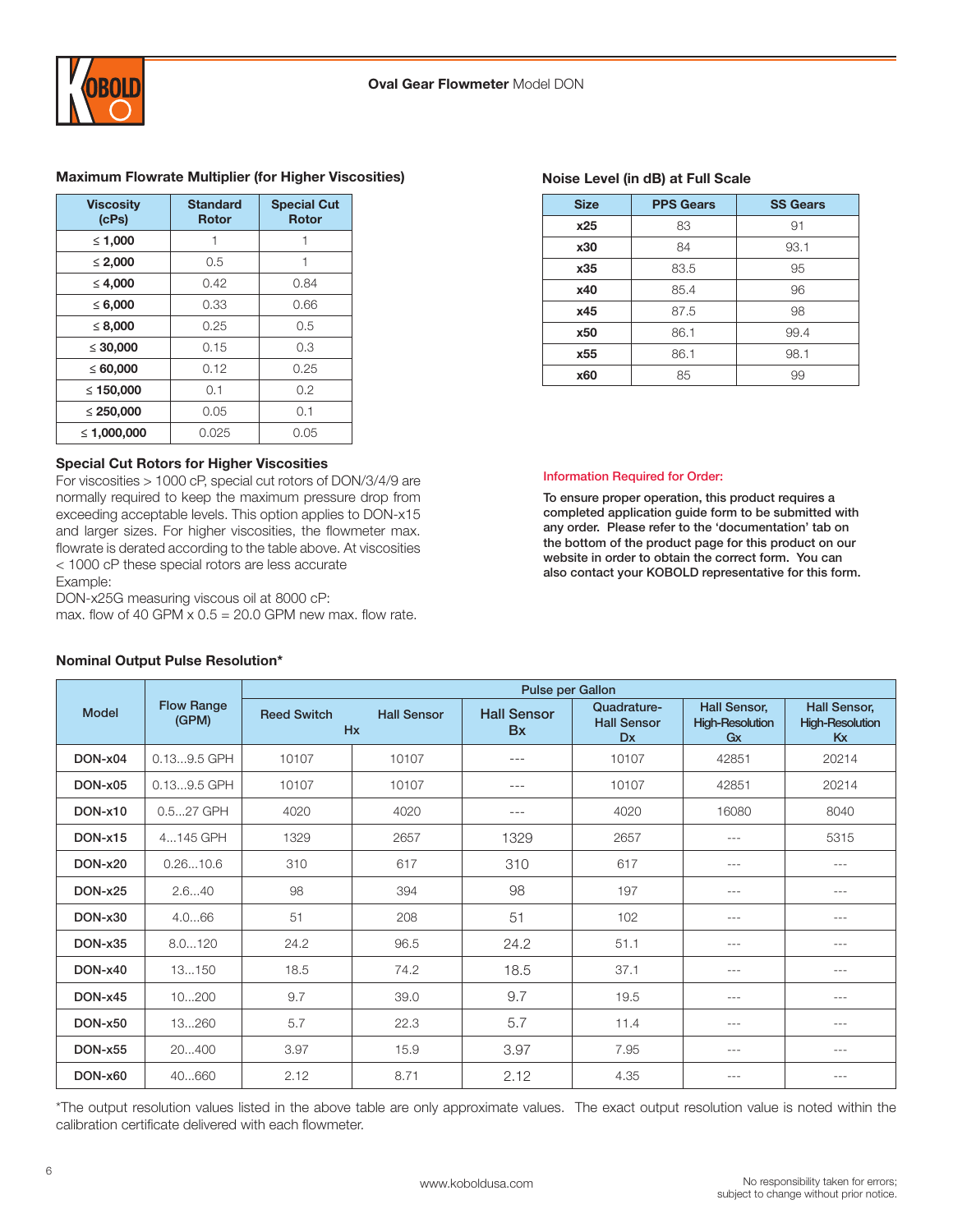## Maximum Flowrate Multiplier (for Higher Viscosities)

| Viscosity (cPs) | Standard Rotor | Special Cut Rotor |
|---|---|---|
| ≤ 1,000 | 1 | 1 |
| ≤ 2,000 | 0.5 | 1 |
| ≤ 4,000 | 0.42 | 0.84 |
| ≤ 6,000 | 0.33 | 0.66 |
| ≤ 8,000 | 0.25 | 0.5 |
| ≤ 30,000 | 0.15 | 0.3 |
| ≤ 60,000 | 0.12 | 0.25 |
| ≤ 150,000 | 0.1 | 0.2 |
| ≤ 250,000 | 0.05 | 0.1 |
| ≤ 1,000,000 | 0.025 | 0.05 |

### Special Cut Rotors for Higher Viscosities

For viscosities > 1000 cP, special cut rotors of DON/3/4/9 are normally required to keep the maximum pressure drop from exceeding acceptable levels. This option applies to DON-x15 and larger sizes. For higher viscosities, the flowmeter max. flowrate is derated according to the table above. At viscosities < 1000 cP these special rotors are less accurate

Example:
DON-x25G measuring viscous oil at 8000 cP:
max. flow of 40 GPM x 0.5 = 20.0 GPM new max. flow rate.

## Noise Level (in dB) at Full Scale

| Size | PPS Gears | SS Gears |
|---|---|---|
| x25 | 83 | 91 |
| x30 | 84 | 93.1 |
| x35 | 83.5 | 95 |
| x40 | 85.4 | 96 |
| x45 | 87.5 | 98 |
| x50 | 86.1 | 99.4 |
| x55 | 86.1 | 98.1 |
| x60 | 85 | 99 |

Information Required for Order:

**To ensure proper operation, this product requires a completed application guide form to be submitted with any order. Please refer to the 'documentation' tab on the bottom of the product page for this product on our website in order to obtain the correct form. You can also contact your KOBOLD representative for this form.**

## Nominal Output Pulse Resolution*

| Model | Flow Range (GPM) | Pulse per Gallon | | | | | |
|---|---|---|---|---|---|---|---|
| | | Reed Switch Hx | Hall Sensor Hx | Hall Sensor Bx | Quadrature-Hall Sensor Dx | Hall Sensor, High-Resolution Gx | Hall Sensor, High-Resolution Kx |
| DON-x04 | 0.13...9.5 GPH | 10107 | 10107 | --- | 10107 | 42851 | 20214 |
| DON-x05 | 0.13...9.5 GPH | 10107 | 10107 | --- | 10107 | 42851 | 20214 |
| DON-x10 | 0.5...27 GPH | 4020 | 4020 | --- | 4020 | 16080 | 8040 |
| DON-x15 | 4...145 GPH | 1329 | 2657 | 1329 | 2657 | --- | 5315 |
| DON-x20 | 0.26...10.6 | 310 | 617 | 310 | 617 | --- | --- |
| DON-x25 | 2.6...40 | 98 | 394 | 98 | 197 | --- | --- |
| DON-x30 | 4.0...66 | 51 | 208 | 51 | 102 | --- | --- |
| DON-x35 | 8.0...120 | 24.2 | 96.5 | 24.2 | 51.1 | --- | --- |
| DON-x40 | 13...150 | 18.5 | 74.2 | 18.5 | 37.1 | --- | --- |
| DON-x45 | 10...200 | 9.7 | 39.0 | 9.7 | 19.5 | --- | --- |
| DON-x50 | 13...260 | 5.7 | 22.3 | 5.7 | 11.4 | --- | --- |
| DON-x55 | 20...400 | 3.97 | 15.9 | 3.97 | 7.95 | --- | --- |
| DON-x60 | 40...660 | 2.12 | 8.71 | 2.12 | 4.35 | --- | --- |

*The output resolution values listed in the above table are only approximate values. The exact output resolution value is noted within the calibration certificate delivered with each flowmeter.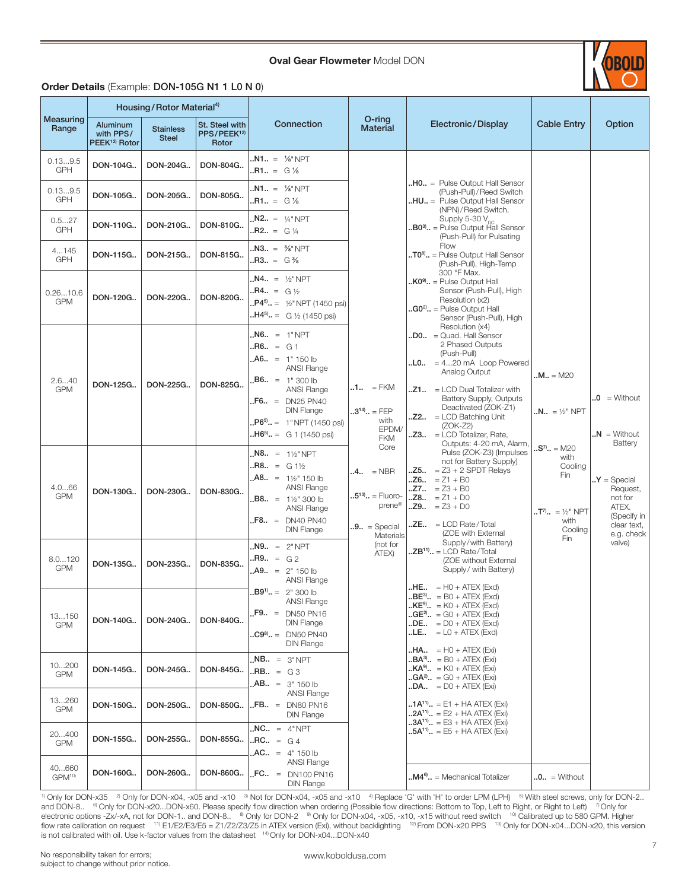**Oval Gear Flowmeter** Model DON

## Order Details (Example: DON-105G N1 1 L0 N 0)

| Measuring Range | Housing/Rotor Material[4] | | | Connection | O-ring Material | Electronic/Display | Cable Entry | Option |
|---|---|---|---|---|---|---|---|---|
| | Aluminum with PPS/PEEK[12] Rotor | Stainless Steel | St. Steel with PPS/PEEK[12] Rotor | | | | | |
| 0.13...9.5 GPH | DON-104G.. | DON-204G.. | DON-804G.. | ..N1.. = ⅛" NPT<br>..R1.. = G ⅛ | ..1.. = FKM<br>..3[14].. = FEP with EPDM/FKM Core<br>..4.. = NBR<br>..5[13].. = Fluoroprene®<br>..9.. = Special Materials (not for ATEX) | ..H0.. = Pulse Output Hall Sensor (Push-Pull)/Reed Switch<br>..HU.. = Pulse Output Hall Sensor (NPN)/Reed Switch, Supply 5-30 $V_{DC}$<br>..B0[3].. = Pulse Output Hall Sensor (Push-Pull) for Pulsating Flow<br>..T0[8].. = Pulse Output Hall Sensor (Push-Pull), High-Temp 300 °F Max.<br>..K0[9].. = Pulse Output Hall Sensor (Push-Pull), High Resolution (x2)<br>..G0[2].. = Pulse Output Hall Sensor (Push-Pull), High Resolution (x4)<br>..D0.. = Quad. Hall Sensor 2 Phased Outputs (Push-Pull)<br>..L0.. = 4...20 mA Loop Powered Analog Output<br>..Z1.. = LCD Dual Totalizer with Battery Supply, Outputs Deactivated (ZOK-Z1)<br>..Z2.. = LCD Batching Unit (ZOK-Z2)<br>..Z3.. = LCD Totalizer, Rate, Outputs: 4-20 mA, Alarm, Pulse (ZOK-Z3) (Impulses not for Battery Supply)<br>..Z5.. = Z3 + 2 SPDT Relays<br>..Z6.. = Z1 + B0<br>..Z7.. = Z3 + B0<br>..Z8.. = Z1 + D0<br>..Z9.. = Z3 + D0<br>..ZE.. = LCD Rate/Total (ZOE with External Supply/with Battery)<br>..ZB[11].. = LCD Rate/Total (ZOE without External Supply/ with Battery)<br>..HE.. = H0 + ATEX (Exd)<br>..BE[3].. = B0 + ATEX (Exd)<br>..KE[9].. = K0 + ATEX (Exd)<br>..GE[2].. = G0 + ATEX (Exd)<br>..DE.. = D0 + ATEX (Exd)<br>..LE.. = L0 + ATEX (Exd)<br>..HA.. = H0 + ATEX (Exi)<br>..BA[3].. = B0 + ATEX (Exi)<br>..KA[9].. = K0 + ATEX (Exi)<br>..GA[2].. = G0 + ATEX (Exi)<br>..DA.. = D0 + ATEX (Exi)<br>..1A[11].. = E1 + HA ATEX (Exi)<br>..2A[11].. = E2 + HA ATEX (Exi)<br>..3A[11].. = E3 + HA ATEX (Exi)<br>..5A[11].. = E5 + HA ATEX (Exi) | ..M.. = M20<br>..N.. = ½" NPT<br>..S[7].. = M20 with Cooling Fin<br>..T[7].. = ½" NPT with Cooling Fin | ..0 = Without<br>..N = Without Battery<br>..Y = Special Request, not for ATEX. (Specify in clear text, e.g. check valve) |
| 0.13...9.5 GPH | DON-105G.. | DON-205G.. | DON-805G.. | ..N1.. = ⅛" NPT<br>..R1.. = G ⅛ | | | | |
| 0.5...27 GPH | DON-110G.. | DON-210G.. | DON-810G.. | ..N2.. = ¼" NPT<br>..R2.. = G ¼ | | | | |
| 4...145 GPH | DON-115G.. | DON-215G.. | DON-815G.. | ..N3.. = ⅜" NPT<br>..R3.. = G ⅜ | | | | |
| 0.26...10.6 GPM | DON-120G.. | DON-220G.. | DON-820G.. | ..N4.. = ½" NPT<br>..R4.. = G ½<br>..P4[5].. = ½" NPT (1450 psi)<br>..H4[5].. = G ½ (1450 psi) | | | | |
| 2.6...40 GPM | DON-125G.. | DON-225G.. | DON-825G.. | ..N6.. = 1" NPT<br>..R6.. = G 1<br>..A6.. = 1" 150 lb ANSI Flange<br>..B6.. = 1" 300 lb ANSI Flange<br>..F6.. = DN25 PN40 DIN Flange<br>..P6[5].. = 1" NPT (1450 psi)<br>..H6[5].. = G 1 (1450 psi) | | | | |
| 4.0...66 GPM | DON-130G.. | DON-230G.. | DON-830G.. | ..N8.. = 1½" NPT<br>..R8.. = G 1½<br>..A8.. = 1½" 150 lb ANSI Flange<br>..B8.. = 1½" 300 lb ANSI Flange<br>..F8.. = DN40 PN40 DIN Flange | | | | |
| 8.0...120 GPM | DON-135G.. | DON-235G.. | DON-835G.. | ..N9.. = 2" NPT<br>..R9.. = G 2<br>..A9.. = 2" 150 lb ANSI Flange<br>..B9[1].. = 2" 300 lb ANSI Flange<br>..F9.. = DN50 PN16 DIN Flange<br>..C9[8].. = DN50 PN40 DIN Flange | | | | |
| 13...150 GPM | DON-140G.. | DON-240G.. | DON-840G.. | | | | | |
| 10...200 GPM | DON-145G.. | DON-245G.. | DON-845G.. | ..NB.. = 3" NPT<br>..RB.. = G 3<br>..AB.. = 3" 150 lb ANSI Flange<br>..FB.. = DN80 PN16 DIN Flange | | | | |
| 13...260 GPM | DON-150G.. | DON-250G.. | DON-850G.. | | | | | |
| 20...400 GPM | DON-155G.. | DON-255G.. | DON-855G.. | ..NC.. = 4" NPT<br>..RC.. = G 4<br>..AC.. = 4" 150 lb ANSI Flange<br>..FC.. = DN100 PN16 DIN Flange | | | | |
| 40...660 GPM[10] | DON-160G.. | DON-260G.. | DON-860G.. | | | ..M4[6].. = Mechanical Totalizer | ..0.. = Without | |

[1] Only for DON-x35 [2] Only for DON-x04, -x05 and -x10 [3] Not for DON-x04, -x05 and -x10 [4] Replace 'G' with 'H' to order LPM (LPH) [5] With steel screws, only for DON-2.. and DON-8.. [6] Only for DON-x20...DON-x60. Please specify flow direction when ordering (Possible flow directions: Bottom to Top, Left to Right, or Right to Left) [7] Only for electronic options -Zx/-xA, not for DON-1.. and DON-8.. [8] Only for DON-2 [9] Only for DON-x04, -x05, -x10, -x15 without reed switch [10] Calibrated up to 580 GPM. Higher flow rate calibration on request [11] E1/E2/E3/E5 = Z1/Z2/Z3/Z5 in ATEX version (Exi), without backlighting [12] From DON-x20 PPS [13] Only for DON-x04...DON-x20, this version is not calibrated with oil. Use k-factor values from the datasheet [14] Only for DON-x04...DON-x40

No responsibility taken for errors; subject to change without prior notice.

www.koboldusa.com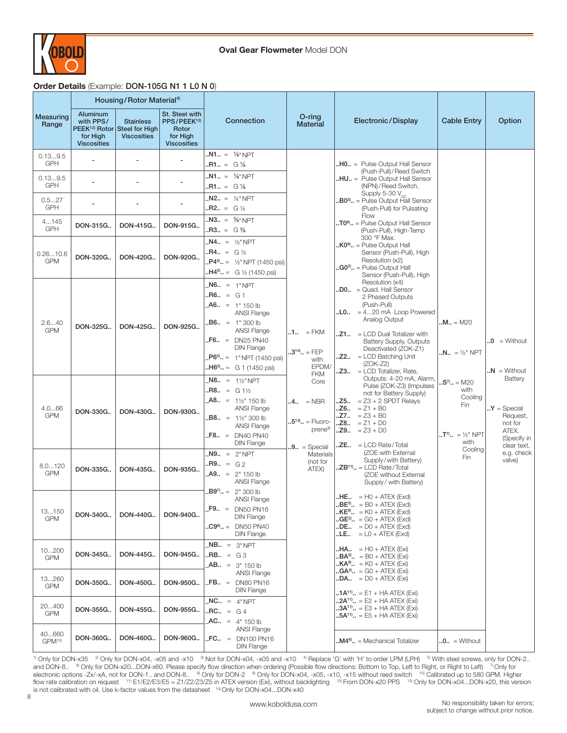**Oval Gear Flowmeter** Model DON

**Order Details** (Example: **DON-105G N1 1 L0 N 0**)

| Measuring Range | Housing/Rotor Material[4] | | | Connection | O-ring Material | Electronic/Display | Cable Entry | Option |
|---|---|---|---|---|---|---|---|---|
| | Aluminum with PPS/PEEK[12] Rotor for High Viscosities | Stainless Steel for High Viscosities | St. Steel with PPS/PEEK[12] Rotor for High Viscosities | | | | | |
| 0.13...9.5 GPH | - | - | - | ..N1.. = ⅛" NPT<br>..R1.. = G ⅛ | ..1.. = FKM<br>..3[14].. = FEP with EPDM/FKM Core<br>..4.. = NBR<br>..5[13].. = Fluoroprene®<br>..9.. = Special Materials (not for ATEX) | ..H0.. = Pulse Output Hall Sensor (Push-Pull)/Reed Switch<br>..HU.. = Pulse Output Hall Sensor (NPN)/Reed Switch, Supply 5-30 $V_{DC}$<br>..B0[3].. = Pulse Output Hall Sensor (Push-Pull) for Pulsating Flow<br>..T0[8].. = Pulse Output Hall Sensor (Push-Pull), High-Temp 300 °F Max.<br>..K0[9].. = Pulse Output Hall Sensor (Push-Pull), High Resolution (x2)<br>..G0[2].. = Pulse Output Hall Sensor (Push-Pull), High Resolution (x4)<br>..D0.. = Quad. Hall Sensor 2 Phased Outputs (Push-Pull)<br>..L0.. = 4...20 mA Loop Powered Analog Output<br>..Z1.. = LCD Dual Totalizer with Battery Supply, Outputs Deactivated (ZOK-Z1)<br>..Z2.. = LCD Batching Unit (ZOK-Z2)<br>..Z3.. = LCD Totalizer, Rate, Outputs: 4-20 mA, Alarm, Pulse (ZOK-Z3) (Impulses not for Battery Supply)<br>..Z5.. = Z3 + 2 SPDT Relays<br>..Z6.. = Z1 + B0<br>..Z7.. = Z3 + B0<br>..Z8.. = Z1 + D0<br>..Z9.. = Z3 + D0<br>..ZE.. = LCD Rate/Total (ZOE with External Supply/with Battery)<br>..ZB[11].. = LCD Rate/Total (ZOE without External Supply/ with Battery)<br>..HE.. = H0 + ATEX (Exd)<br>..BE[3].. = B0 + ATEX (Exd)<br>..KE[9].. = K0 + ATEX (Exd)<br>..GE[2].. = G0 + ATEX (Exd)<br>..DE.. = D0 + ATEX (Exd)<br>..LE.. = L0 + ATEX (Exd)<br>..HA.. = H0 + ATEX (Exi)<br>..BA[3].. = B0 + ATEX (Exi)<br>..KA[9].. = K0 + ATEX (Exi)<br>..GA[2].. = G0 + ATEX (Exi)<br>..DA.. = D0 + ATEX (Exi)<br>..1A[11].. = E1 + HA ATEX (Exi)<br>..2A[11].. = E2 + HA ATEX (Exi)<br>..3A[11].. = E3 + HA ATEX (Exi)<br>..5A[11].. = E5 + HA ATEX (Exi) | ..M.. = M20<br>..N.. = ½" NPT<br>..S[7].. = M20 with Cooling Fin<br>..T[7].. = ½" NPT with Cooling Fin | ..0 = Without<br>..N = Without Battery<br>..Y = Special Request, not for ATEX. (Specify in clear text, e.g. check valve) |
| 0.13...9.5 GPH | - | - | - | ..N1.. = ⅛" NPT<br>..R1.. = G ⅛ | | | | |
| 0.5...27 GPH | - | - | - | ..N2.. = ¼" NPT<br>..R2.. = G ¼ | | | | |
| 4...145 GPH | DON-315G.. | DON-415G.. | DON-915G.. | ..N3.. = ⅜" NPT<br>..R3.. = G ⅜ | | | | |
| 0.26...10.6 GPM | DON-320G.. | DON-420G.. | DON-920G.. | ..N4.. = ½" NPT<br>..R4.. = G ½<br>..P4[5].. = ½" NPT (1450 psi)<br>..H4[5].. = G ½ (1450 psi) | | | | |
| 2.6...40 GPM | DON-325G.. | DON-425G.. | DON-925G.. | ..N6.. = 1" NPT<br>..R6.. = G 1<br>..A6.. = 1" 150 lb ANSI Flange<br>..B6.. = 1" 300 lb ANSI Flange<br>..F6.. = DN25 PN40 DIN Flange<br>..P6[5].. = 1" NPT (1450 psi)<br>..H6[5].. = G 1 (1450 psi) | | | | |
| 4.0...66 GPM | DON-330G.. | DON-430G.. | DON-930G.. | ..N8.. = 1½" NPT<br>..R8.. = G 1½<br>..A8.. = 1½" 150 lb ANSI Flange<br>..B8.. = 1½" 300 lb ANSI Flange<br>..F8.. = DN40 PN40 DIN Flange | | | | |
| 8.0...120 GPM | DON-335G.. | DON-435G.. | DON-935G.. | ..N9.. = 2" NPT<br>..R9.. = G 2<br>..A9.. = 2" 150 lb ANSI Flange | | | | |
| 13...150 GPM | DON-340G.. | DON-440G.. | DON-940G.. | ..B9[1].. = 2" 300 lb ANSI Flange<br>..F9.. = DN50 PN16 DIN Flange<br>..C9[8].. = DN50 PN40 DIN Flange | | | | |
| 10...200 GPM | DON-345G.. | DON-445G.. | DON-945G.. | ..NB.. = 3" NPT<br>..RB.. = G 3<br>..AB.. = 3" 150 lb ANSI Flange | | | | |
| 13...260 GPM | DON-350G.. | DON-450G.. | DON-950G.. | ..FB.. = DN80 PN16 DIN Flange | | | | |
| 20...400 GPM | DON-355G.. | DON-455G.. | DON-955G.. | ..NC.. = 4" NPT<br>..RC.. = G 4<br>..AC.. = 4" 150 lb ANSI Flange | | | | |
| 40...660 GPM[10] | DON-360G.. | DON-460G.. | DON-960G.. | ..FC.. = DN100 PN16 DIN Flange | | ..M4[6].. = Mechanical Totalizer | ..0.. = Without | |

[1] Only for DON-x35 [2] Only for DON-x04, -x05 and -x10 [3] Not for DON-x04, -x05 and -x10 [4] Replace 'G' with 'H' to order LPM (LPH) [5] With steel screws, only for DON-2.. and DON-8.. [6] Only for DON-x20...DON-x60. Please specify flow direction when ordering (Possible flow directions: Bottom to Top, Left to Right, or Right to Left) [7] Only for electronic options -Zx/-xA, not for DON-1.. and DON-8.. [8] Only for DON-2 [9] Only for DON-x04, -x05, -x10, -x15 without reed switch [10] Calibrated up to 580 GPM. Higher flow rate calibration on request [11] E1/E2/E3/E5 = Z1/Z2/Z3/Z5 in ATEX version (Exi), without backlighting [12] From DON-x20 PPS [13] Only for DON-x04...DON-x20, this version is not calibrated with oil. Use k-factor values from the datasheet [14] Only for DON-x04...DON-x40

www.koboldusa.com

No responsibility taken for errors; subject to change without prior notice.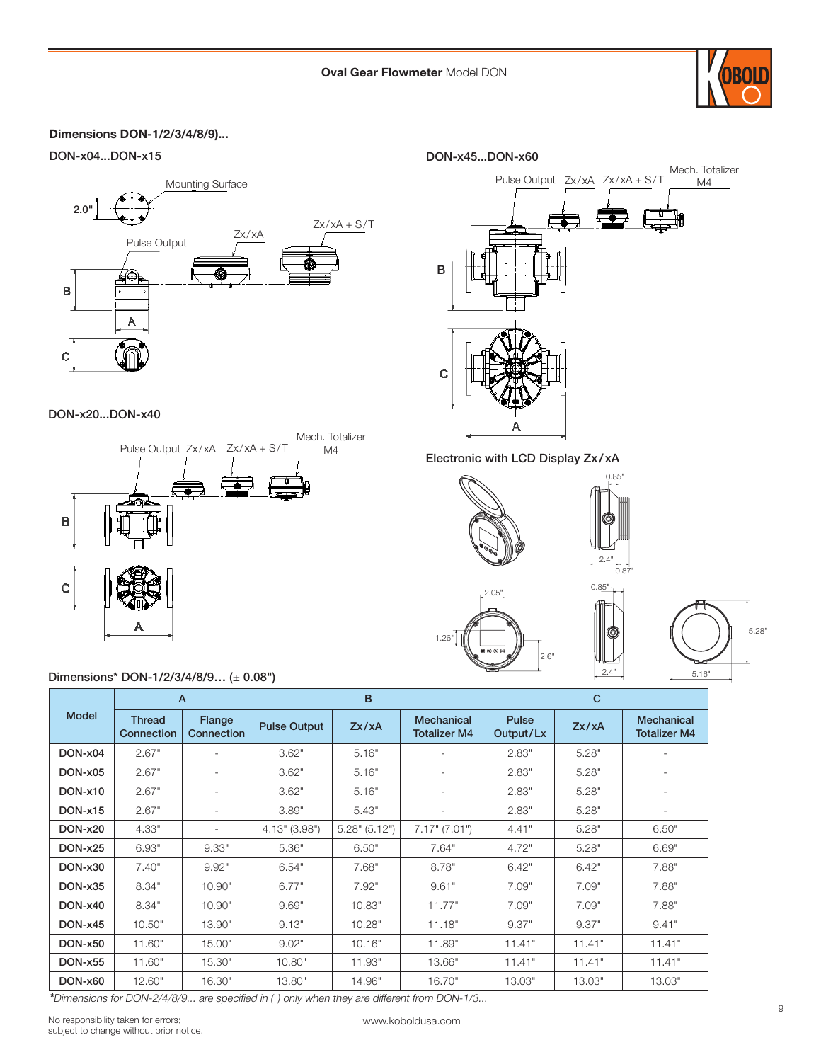## Dimensions DON-1/2/3/4/8/9)...

### DON-x04...DON-x15

Mounting Surface
2.0"
Pulse Output
Zx/xA
Zx/xA + S/T
B
A
C

### DON-x45...DON-x60

Pulse Output Zx/xA Zx/xA + S/T Mech. Totalizer M4
B
C
A

### DON-x20...DON-x40

Pulse Output Zx/xA Zx/xA + S/T Mech. Totalizer M4
B
C
A

### Electronic with LCD Display Zx/xA

0.85"
2.4"
0.87"
0.85"
2.05"
1.26"
2.6"
2.4"
5.28"
5.16"

### Dimensions* DON-1/2/3/4/8/9… (± 0.08")

| Model | A | | B | | | C | | |
|---|---|---|---|---|---|---|---|---|
| | Thread Connection | Flange Connection | Pulse Output | Zx/xA | Mechanical Totalizer M4 | Pulse Output/Lx | Zx/xA | Mechanical Totalizer M4 |
| DON-x04 | 2.67" | - | 3.62" | 5.16" | - | 2.83" | 5.28" | - |
| DON-x05 | 2.67" | - | 3.62" | 5.16" | - | 2.83" | 5.28" | - |
| DON-x10 | 2.67" | - | 3.62" | 5.16" | - | 2.83" | 5.28" | - |
| DON-x15 | 2.67" | - | 3.89" | 5.43" | - | 2.83" | 5.28" | - |
| DON-x20 | 4.33" | - | 4.13" (3.98") | 5.28" (5.12") | 7.17" (7.01") | 4.41" | 5.28" | 6.50" |
| DON-x25 | 6.93" | 9.33" | 5.36" | 6.50" | 7.64" | 4.72" | 5.28" | 6.69" |
| DON-x30 | 7.40" | 9.92" | 6.54" | 7.68" | 8.78" | 6.42" | 6.42" | 7.88" |
| DON-x35 | 8.34" | 10.90" | 6.77" | 7.92" | 9.61" | 7.09" | 7.09" | 7.88" |
| DON-x40 | 8.34" | 10.90" | 9.69" | 10.83" | 11.77" | 7.09" | 7.09" | 7.88" |
| DON-x45 | 10.50" | 13.90" | 9.13" | 10.28" | 11.18" | 9.37" | 9.37" | 9.41" |
| DON-x50 | 11.60" | 15.00" | 9.02" | 10.16" | 11.89" | 11.41" | 11.41" | 11.41" |
| DON-x55 | 11.60" | 15.30" | 10.80" | 11.93" | 13.66" | 11.41" | 11.41" | 11.41" |
| DON-x60 | 12.60" | 16.30" | 13.80" | 14.96" | 16.70" | 13.03" | 13.03" | 13.03" |

*\*Dimensions for DON-2/4/8/9... are specified in ( ) only when they are different from DON-1/3...*

No responsibility taken for errors;
subject to change without prior notice.

www.koboldusa.com